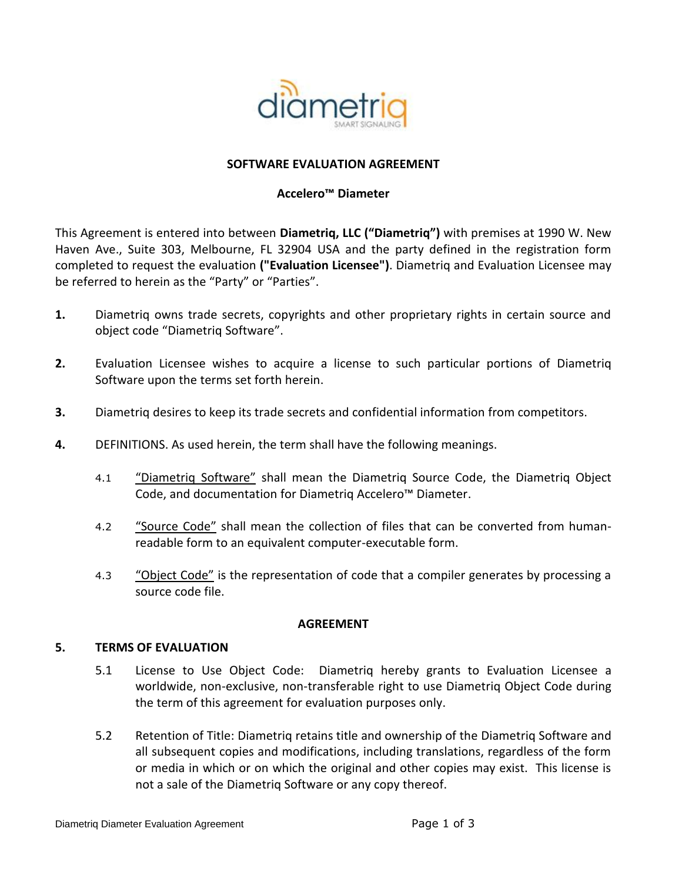# SOFTWARE EVALUATION AGREEMENT

## Accelero™ Diameter

This Agreement is entered into between **Diametriq, LLC ("Diametriq")** with premises at 1990 W. New Haven Ave., Suite 303, Melbourne, FL 32904 USA and the party defined in the registration form completed to request the evaluation **("Evaluation Licensee")**. Diametriq and Evaluation Licensee may be referred to herein as the "Party" or "Parties".

**1.** Diametriq owns trade secrets, copyrights and other proprietary rights in certain source and object code "Diametriq Software".

**2.** Evaluation Licensee wishes to acquire a license to such particular portions of Diametriq Software upon the terms set forth herein.

**3.** Diametriq desires to keep its trade secrets and confidential information from competitors.

**4.** DEFINITIONS. As used herein, the term shall have the following meanings.

4.1 <u>"Diametriq Software"</u> shall mean the Diametriq Source Code, the Diametriq Object Code, and documentation for Diametriq Accelero™ Diameter.

4.2 <u>"Source Code"</u> shall mean the collection of files that can be converted from human-readable form to an equivalent computer-executable form.

4.3 <u>"Object Code"</u> is the representation of code that a compiler generates by processing a source code file.

## AGREEMENT

### 5. TERMS OF EVALUATION

5.1 License to Use Object Code: Diametriq hereby grants to Evaluation Licensee a worldwide, non-exclusive, non-transferable right to use Diametriq Object Code during the term of this agreement for evaluation purposes only.

5.2 Retention of Title: Diametriq retains title and ownership of the Diametriq Software and all subsequent copies and modifications, including translations, regardless of the form or media in which or on which the original and other copies may exist. This license is not a sale of the Diametriq Software or any copy thereof.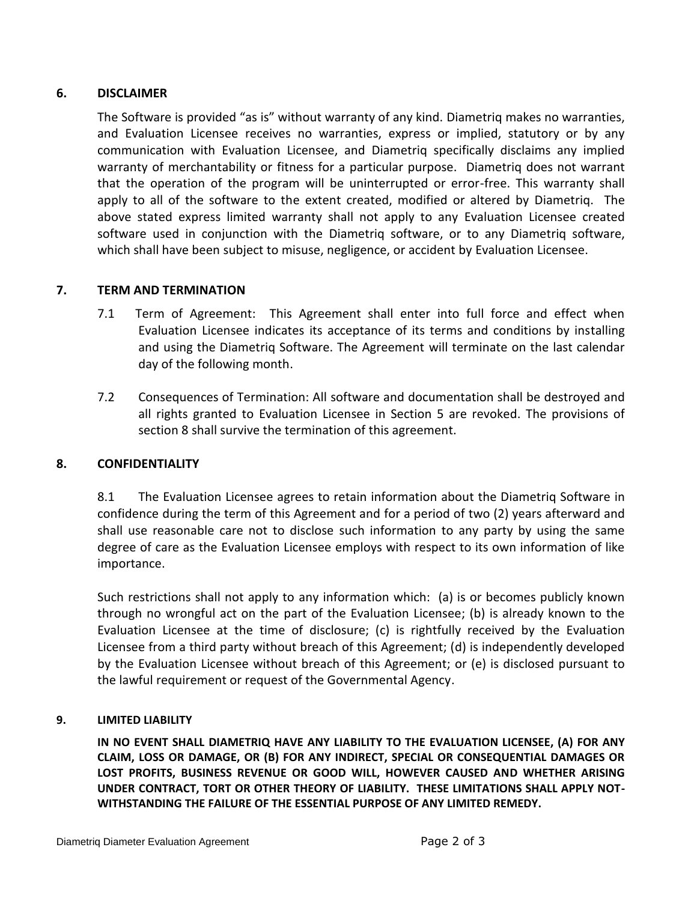## 6. DISCLAIMER

The Software is provided "as is" without warranty of any kind. Diametriq makes no warranties, and Evaluation Licensee receives no warranties, express or implied, statutory or by any communication with Evaluation Licensee, and Diametriq specifically disclaims any implied warranty of merchantability or fitness for a particular purpose. Diametriq does not warrant that the operation of the program will be uninterrupted or error-free. This warranty shall apply to all of the software to the extent created, modified or altered by Diametriq. The above stated express limited warranty shall not apply to any Evaluation Licensee created software used in conjunction with the Diametriq software, or to any Diametriq software, which shall have been subject to misuse, negligence, or accident by Evaluation Licensee.

## 7. TERM AND TERMINATION

7.1 Term of Agreement: This Agreement shall enter into full force and effect when Evaluation Licensee indicates its acceptance of its terms and conditions by installing and using the Diametriq Software. The Agreement will terminate on the last calendar day of the following month.

7.2 Consequences of Termination: All software and documentation shall be destroyed and all rights granted to Evaluation Licensee in Section 5 are revoked. The provisions of section 8 shall survive the termination of this agreement.

## 8. CONFIDENTIALITY

8.1 The Evaluation Licensee agrees to retain information about the Diametriq Software in confidence during the term of this Agreement and for a period of two (2) years afterward and shall use reasonable care not to disclose such information to any party by using the same degree of care as the Evaluation Licensee employs with respect to its own information of like importance.

Such restrictions shall not apply to any information which: (a) is or becomes publicly known through no wrongful act on the part of the Evaluation Licensee; (b) is already known to the Evaluation Licensee at the time of disclosure; (c) is rightfully received by the Evaluation Licensee from a third party without breach of this Agreement; (d) is independently developed by the Evaluation Licensee without breach of this Agreement; or (e) is disclosed pursuant to the lawful requirement or request of the Governmental Agency.

## 9. LIMITED LIABILITY

**IN NO EVENT SHALL DIAMETRIQ HAVE ANY LIABILITY TO THE EVALUATION LICENSEE, (A) FOR ANY CLAIM, LOSS OR DAMAGE, OR (B) FOR ANY INDIRECT, SPECIAL OR CONSEQUENTIAL DAMAGES OR LOST PROFITS, BUSINESS REVENUE OR GOOD WILL, HOWEVER CAUSED AND WHETHER ARISING UNDER CONTRACT, TORT OR OTHER THEORY OF LIABILITY. THESE LIMITATIONS SHALL APPLY NOT-WITHSTANDING THE FAILURE OF THE ESSENTIAL PURPOSE OF ANY LIMITED REMEDY.**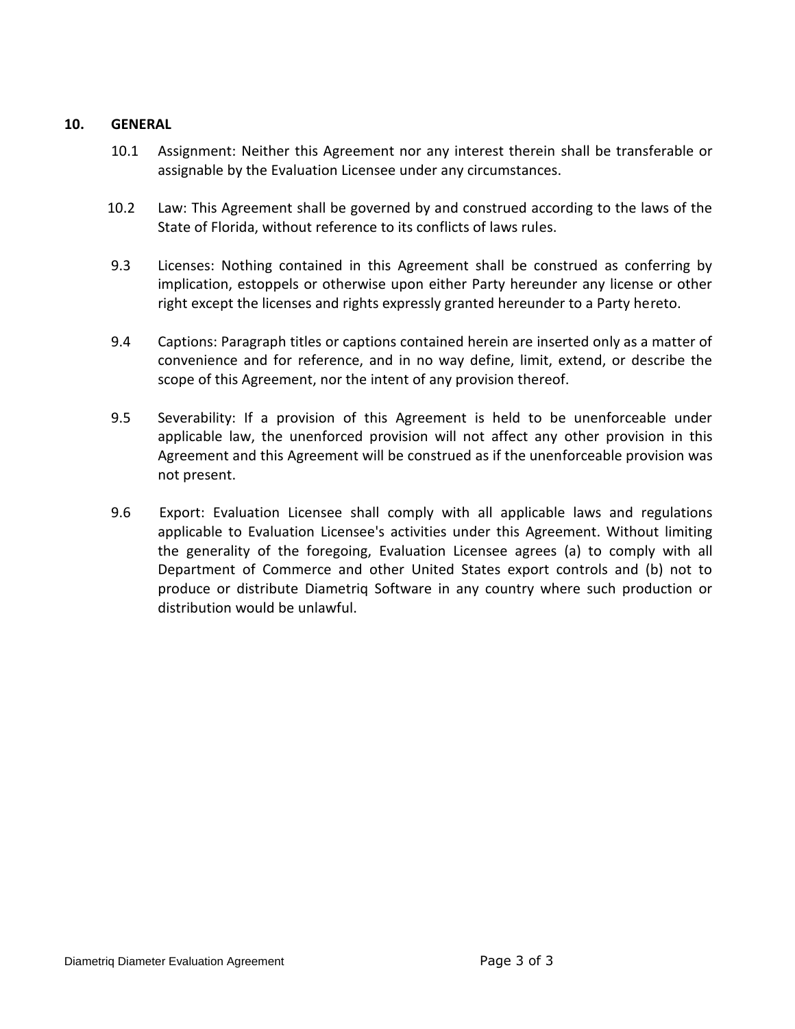## 10. GENERAL

10.1 Assignment: Neither this Agreement nor any interest therein shall be transferable or assignable by the Evaluation Licensee under any circumstances.

10.2 Law: This Agreement shall be governed by and construed according to the laws of the State of Florida, without reference to its conflicts of laws rules.

9.3 Licenses: Nothing contained in this Agreement shall be construed as conferring by implication, estoppels or otherwise upon either Party hereunder any license or other right except the licenses and rights expressly granted hereunder to a Party hereto.

9.4 Captions: Paragraph titles or captions contained herein are inserted only as a matter of convenience and for reference, and in no way define, limit, extend, or describe the scope of this Agreement, nor the intent of any provision thereof.

9.5 Severability: If a provision of this Agreement is held to be unenforceable under applicable law, the unenforced provision will not affect any other provision in this Agreement and this Agreement will be construed as if the unenforceable provision was not present.

9.6 Export: Evaluation Licensee shall comply with all applicable laws and regulations applicable to Evaluation Licensee's activities under this Agreement. Without limiting the generality of the foregoing, Evaluation Licensee agrees (a) to comply with all Department of Commerce and other United States export controls and (b) not to produce or distribute Diametriq Software in any country where such production or distribution would be unlawful.